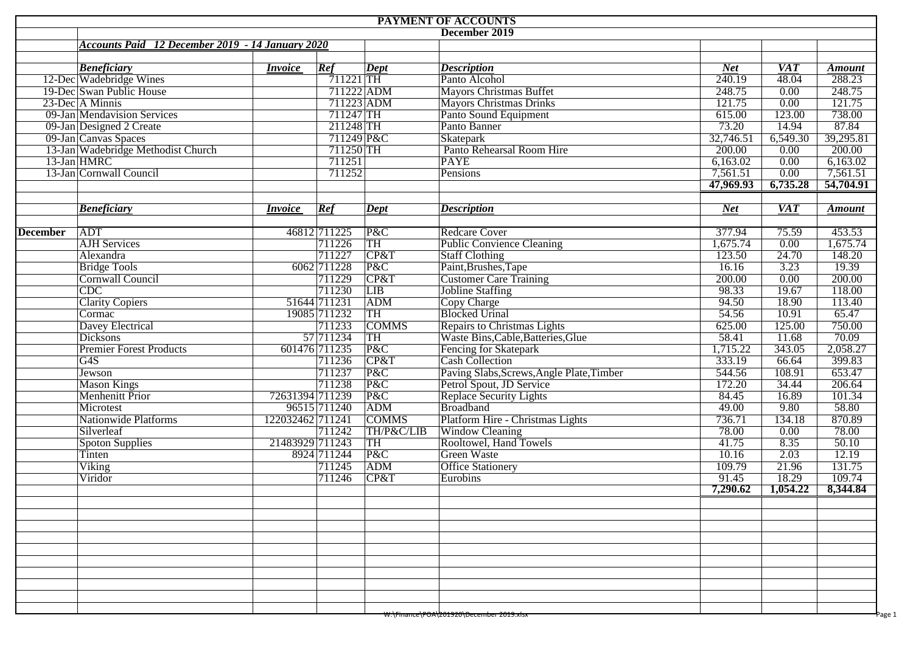# PAYMENT OF ACCOUNTS

## December 2019

***Accounts Paid 12 December 2019 - 14 January 2020***

| | *Beneficiary* | *Invoice* | *Ref* | *Dept* | *Description* | *Net* | *VAT* | *Amount* |
|---|---|---|---|---|---|---|---|---|
| 12-Dec | Wadebridge Wines | | 711221 | TH | Panto Alcohol | 240.19 | 48.04 | 288.23 |
| 19-Dec | Swan Public House | | 711222 | ADM | Mayors Christmas Buffet | 248.75 | 0.00 | 248.75 |
| 23-Dec | A Minnis | | 711223 | ADM | Mayors Christmas Drinks | 121.75 | 0.00 | 121.75 |
| 09-Jan | Mendavision Services | | 711247 | TH | Panto Sound Equipment | 615.00 | 123.00 | 738.00 |
| 09-Jan | Designed 2 Create | | 211248 | TH | Panto Banner | 73.20 | 14.94 | 87.84 |
| 09-Jan | Canvas Spaces | | 711249 | P&C | Skatepark | 32,746.51 | 6,549.30 | 39,295.81 |
| 13-Jan | Wadebridge Methodist Church | | 711250 | TH | Panto Rehearsal Room Hire | 200.00 | 0.00 | 200.00 |
| 13-Jan | HMRC | | 711251 | | PAYE | 6,163.02 | 0.00 | 6,163.02 |
| 13-Jan | Cornwall Council | | 711252 | | Pensions | 7,561.51 | 0.00 | 7,561.51 |
| | | | | | | **47,969.93** | **6,735.28** | **54,704.91** |

| | *Beneficiary* | *Invoice* | *Ref* | *Dept* | *Description* | *Net* | *VAT* | *Amount* |
|---|---|---|---|---|---|---|---|---|
| **December** | ADT | 46812 | 711225 | P&C | Redcare Cover | 377.94 | 75.59 | 453.53 |
| | AJH Services | | 711226 | TH | Public Convience Cleaning | 1,675.74 | 0.00 | 1,675.74 |
| | Alexandra | | 711227 | CP&T | Staff Clothing | 123.50 | 24.70 | 148.20 |
| | Bridge Tools | 6062 | 711228 | P&C | Paint,Brushes,Tape | 16.16 | 3.23 | 19.39 |
| | Cornwall Council | | 711229 | CP&T | Customer Care Training | 200.00 | 0.00 | 200.00 |
| | CDC | | 711230 | LIB | Jobline Staffing | 98.33 | 19.67 | 118.00 |
| | Clarity Copiers | 51644 | 711231 | ADM | Copy Charge | 94.50 | 18.90 | 113.40 |
| | Cormac | 19085 | 711232 | TH | Blocked Urinal | 54.56 | 10.91 | 65.47 |
| | Davey Electrical | | 711233 | COMMS | Repairs to Christmas Lights | 625.00 | 125.00 | 750.00 |
| | Dicksons | 57 | 711234 | TH | Waste Bins,Cable,Batteries,Glue | 58.41 | 11.68 | 70.09 |
| | Premier Forest Products | 601476 | 711235 | P&C | Fencing for Skatepark | 1,715.22 | 343.05 | 2,058.27 |
| | G4S | | 711236 | CP&T | Cash Collection | 333.19 | 66.64 | 399.83 |
| | Jewson | | 711237 | P&C | Paving Slabs,Screws,Angle Plate,Timber | 544.56 | 108.91 | 653.47 |
| | Mason Kings | | 711238 | P&C | Petrol Spout, JD Service | 172.20 | 34.44 | 206.64 |
| | Menhenitt Prior | 72631394 | 711239 | P&C | Replace Security Lights | 84.45 | 16.89 | 101.34 |
| | Microtest | 96515 | 711240 | ADM | Broadband | 49.00 | 9.80 | 58.80 |
| | Nationwide Platforms | 122032462 | 711241 | COMMS | Platform Hire - Christmas Lights | 736.71 | 134.18 | 870.89 |
| | Silverleaf | | 711242 | TH/P&C/LIB | Window Cleaning | 78.00 | 0.00 | 78.00 |
| | Spoton Supplies | 21483929 | 711243 | TH | Rooltowel, Hand Towels | 41.75 | 8.35 | 50.10 |
| | Tinten | 8924 | 711244 | P&C | Green Waste | 10.16 | 2.03 | 12.19 |
| | Viking | | 711245 | ADM | Office Stationery | 109.79 | 21.96 | 131.75 |
| | Viridor | | 711246 | CP&T | Eurobins | 91.45 | 18.29 | 109.74 |
| | | | | | | **7,290.62** | **1,054.22** | **8,344.84** |

W:\Finance\POA\201920\December 2019.xlsx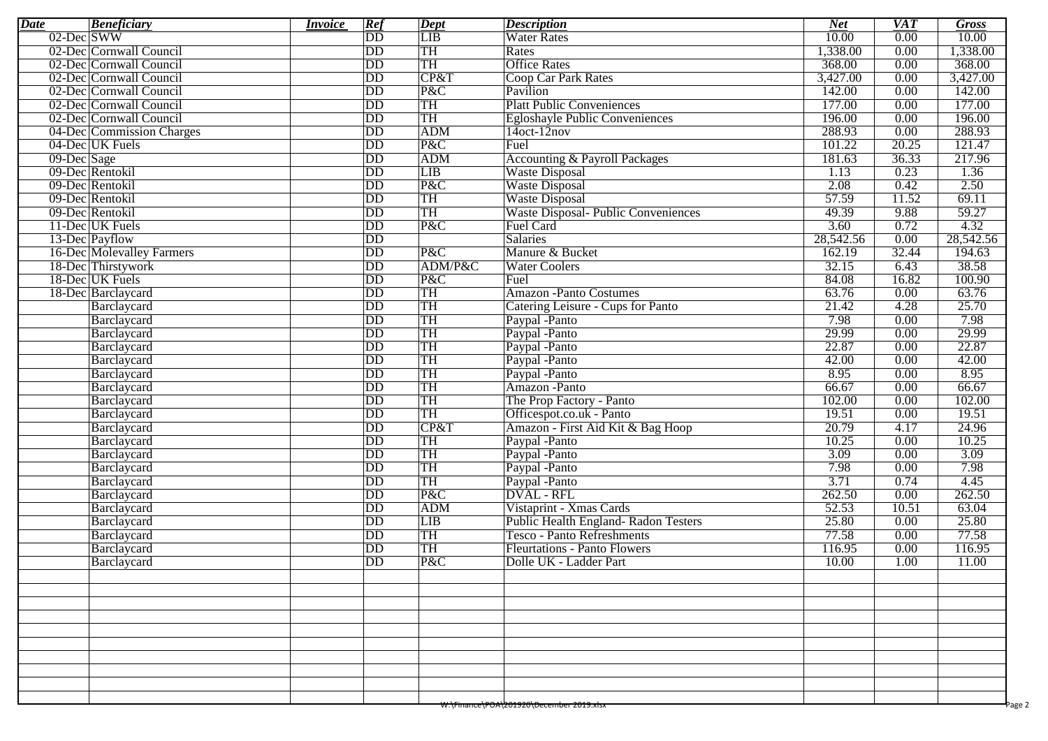| Date | Beneficiary | Invoice | Ref | Dept | Description | Net | VAT | Gross |
|---|---|---|---|---|---|---|---|---|
| 02-Dec | SWW | | DD | LIB | Water Rates | 10.00 | 0.00 | 10.00 |
| 02-Dec | Cornwall Council | | DD | TH | Rates | 1,338.00 | 0.00 | 1,338.00 |
| 02-Dec | Cornwall Council | | DD | TH | Office Rates | 368.00 | 0.00 | 368.00 |
| 02-Dec | Cornwall Council | | DD | CP&T | Coop Car Park Rates | 3,427.00 | 0.00 | 3,427.00 |
| 02-Dec | Cornwall Council | | DD | P&C | Pavilion | 142.00 | 0.00 | 142.00 |
| 02-Dec | Cornwall Council | | DD | TH | Platt Public Conveniences | 177.00 | 0.00 | 177.00 |
| 02-Dec | Cornwall Council | | DD | TH | Egloshayle Public Conveniences | 196.00 | 0.00 | 196.00 |
| 04-Dec | Commission Charges | | DD | ADM | 14oct-12nov | 288.93 | 0.00 | 288.93 |
| 04-Dec | UK Fuels | | DD | P&C | Fuel | 101.22 | 20.25 | 121.47 |
| 09-Dec | Sage | | DD | ADM | Accounting & Payroll Packages | 181.63 | 36.33 | 217.96 |
| 09-Dec | Rentokil | | DD | LIB | Waste Disposal | 1.13 | 0.23 | 1.36 |
| 09-Dec | Rentokil | | DD | P&C | Waste Disposal | 2.08 | 0.42 | 2.50 |
| 09-Dec | Rentokil | | DD | TH | Waste Disposal | 57.59 | 11.52 | 69.11 |
| 09-Dec | Rentokil | | DD | TH | Waste Disposal- Public Conveniences | 49.39 | 9.88 | 59.27 |
| 11-Dec | UK Fuels | | DD | P&C | Fuel Card | 3.60 | 0.72 | 4.32 |
| 13-Dec | Payflow | | DD | | Salaries | 28,542.56 | 0.00 | 28,542.56 |
| 16-Dec | Molevalley Farmers | | DD | P&C | Manure & Bucket | 162.19 | 32.44 | 194.63 |
| 18-Dec | Thirstywork | | DD | ADM/P&C | Water Coolers | 32.15 | 6.43 | 38.58 |
| 18-Dec | UK Fuels | | DD | P&C | Fuel | 84.08 | 16.82 | 100.90 |
| 18-Dec | Barclaycard | | DD | TH | Amazon -Panto Costumes | 63.76 | 0.00 | 63.76 |
| | Barclaycard | | DD | TH | Catering Leisure - Cups for Panto | 21.42 | 4.28 | 25.70 |
| | Barclaycard | | DD | TH | Paypal -Panto | 7.98 | 0.00 | 7.98 |
| | Barclaycard | | DD | TH | Paypal -Panto | 29.99 | 0.00 | 29.99 |
| | Barclaycard | | DD | TH | Paypal -Panto | 22.87 | 0.00 | 22.87 |
| | Barclaycard | | DD | TH | Paypal -Panto | 42.00 | 0.00 | 42.00 |
| | Barclaycard | | DD | TH | Paypal -Panto | 8.95 | 0.00 | 8.95 |
| | Barclaycard | | DD | TH | Amazon -Panto | 66.67 | 0.00 | 66.67 |
| | Barclaycard | | DD | TH | The Prop Factory - Panto | 102.00 | 0.00 | 102.00 |
| | Barclaycard | | DD | TH | Officespot.co.uk - Panto | 19.51 | 0.00 | 19.51 |
| | Barclaycard | | DD | CP&T | Amazon - First Aid Kit & Bag Hoop | 20.79 | 4.17 | 24.96 |
| | Barclaycard | | DD | TH | Paypal -Panto | 10.25 | 0.00 | 10.25 |
| | Barclaycard | | DD | TH | Paypal -Panto | 3.09 | 0.00 | 3.09 |
| | Barclaycard | | DD | TH | Paypal -Panto | 7.98 | 0.00 | 7.98 |
| | Barclaycard | | DD | TH | Paypal -Panto | 3.71 | 0.74 | 4.45 |
| | Barclaycard | | DD | P&C | DVAL - RFL | 262.50 | 0.00 | 262.50 |
| | Barclaycard | | DD | ADM | Vistaprint - Xmas Cards | 52.53 | 10.51 | 63.04 |
| | Barclaycard | | DD | LIB | Public Health England- Radon Testers | 25.80 | 0.00 | 25.80 |
| | Barclaycard | | DD | TH | Tesco - Panto Refreshments | 77.58 | 0.00 | 77.58 |
| | Barclaycard | | DD | TH | Fleurtations - Panto Flowers | 116.95 | 0.00 | 116.95 |
| | Barclaycard | | DD | P&C | Dolle UK - Ladder Part | 10.00 | 1.00 | 11.00 |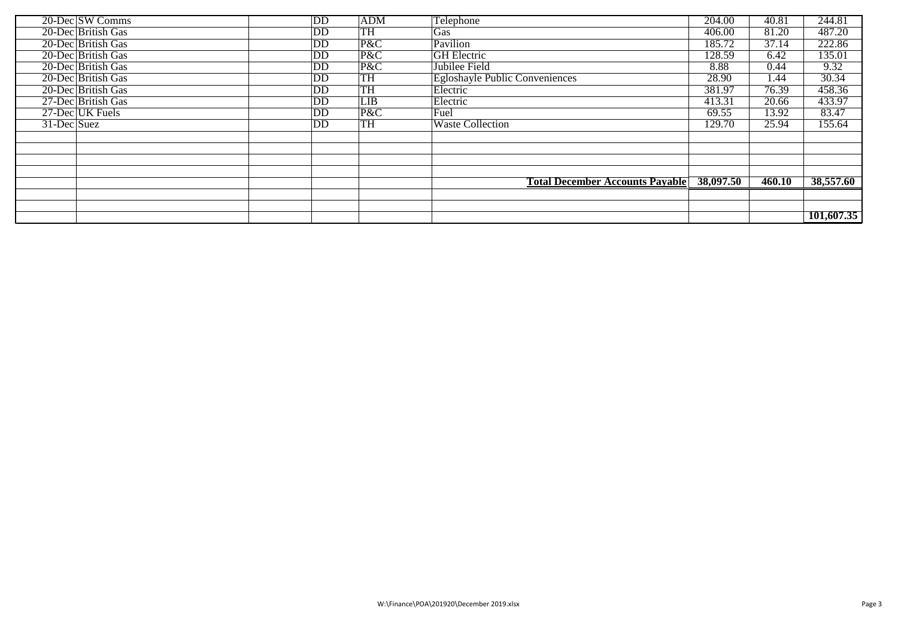| | | | | | | | | |
|---|---|---|---|---|---|---|---|---|
| 20-Dec | SW Comms | | DD | ADM | Telephone | 204.00 | 40.81 | 244.81 |
| 20-Dec | British Gas | | DD | TH | Gas | 406.00 | 81.20 | 487.20 |
| 20-Dec | British Gas | | DD | P&C | Pavilion | 185.72 | 37.14 | 222.86 |
| 20-Dec | British Gas | | DD | P&C | GH Electric | 128.59 | 6.42 | 135.01 |
| 20-Dec | British Gas | | DD | P&C | Jubilee Field | 8.88 | 0.44 | 9.32 |
| 20-Dec | British Gas | | DD | TH | Egloshayle Public Conveniences | 28.90 | 1.44 | 30.34 |
| 20-Dec | British Gas | | DD | TH | Electric | 381.97 | 76.39 | 458.36 |
| 27-Dec | British Gas | | DD | LIB | Electric | 413.31 | 20.66 | 433.97 |
| 27-Dec | UK Fuels | | DD | P&C | Fuel | 69.55 | 13.92 | 83.47 |
| 31-Dec | Suez | | DD | TH | Waste Collection | 129.70 | 25.94 | 155.64 |
| | | | | | | | | |
| | | | | | | | | |
| | | | | | | | | |
| | | | | | | | | |
| | | | | | **Total December Accounts Payable** | **38,097.50** | **460.10** | **38,557.60** |
| | | | | | | | | |
| | | | | | | | | |
| | | | | | | | | **101,607.35** |

W:\Finance\POA\201920\December 2019.xlsx